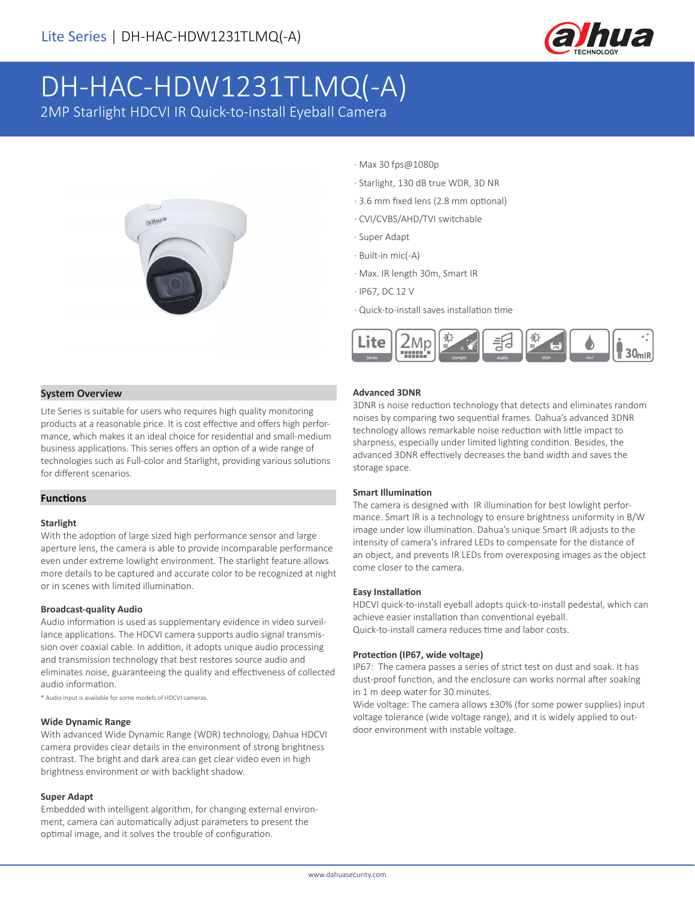# DH-HAC-HDW1231TLMQ(-A)

2MP Starlight HDCVI IR Quick-to-install Eyeball Camera

- Max 30 fps@1080p
- Starlight, 130 dB true WDR, 3D NR
- 3.6 mm fixed lens (2.8 mm optional)
- CVI/CVBS/AHD/TVI switchable
- Super Adapt
- Built-in mic(-A)
- Max. IR length 30m, Smart IR
- IP67, DC 12 V
- Quick-to-install saves installation time

## System Overview

Lite Series is suitable for users who requires high quality monitoring products at a reasonable price. It is cost effective and offers high performance, which makes it an ideal choice for residential and small-medium business applications. This series offers an option of a wide range of technologies such as Full-color and Starlight, providing various solutions for different scenarios.

## Functions

### Starlight

With the adoption of large sized high performance sensor and large aperture lens, the camera is able to provide incomparable performance even under extreme lowlight environment. The starlight feature allows more details to be captured and accurate color to be recognized at night or in scenes with limited illumination.

### Broadcast-quality Audio

Audio information is used as supplementary evidence in video surveillance applications. The HDCVI camera supports audio signal transmission over coaxial cable. In addition, it adopts unique audio processing and transmission technology that best restores source audio and eliminates noise, guaranteeing the quality and effectiveness of collected audio information.

\* Audio input is available for some models of HDCVI cameras.

### Wide Dynamic Range

With advanced Wide Dynamic Range (WDR) technology, Dahua HDCVI camera provides clear details in the environment of strong brightness contrast. The bright and dark area can get clear video even in high brightness environment or with backlight shadow.

### Super Adapt

Embedded with intelligent algorithm, for changing external environment, camera can automatically adjust parameters to present the optimal image, and it solves the trouble of configuration.

### Advanced 3DNR

3DNR is noise reduction technology that detects and eliminates random noises by comparing two sequential frames. Dahua's advanced 3DNR technology allows remarkable noise reduction with little impact to sharpness, especially under limited lighting condition. Besides, the advanced 3DNR effectively decreases the band width and saves the storage space.

### Smart Illumination

The camera is designed with IR illumination for best lowlight performance. Smart IR is a technology to ensure brightness uniformity in B/W image under low illumination. Dahua's unique Smart IR adjusts to the intensity of camera's infrared LEDs to compensate for the distance of an object, and prevents IR LEDs from overexposing images as the object come closer to the camera.

### Easy Installation

HDCVI quick-to-install eyeball adopts quick-to-install pedestal, which can achieve easier installation than conventional eyeball.
Quick-to-install camera reduces time and labor costs.

### Protection (IP67, wide voltage)

IP67: The camera passes a series of strict test on dust and soak. It has dust-proof function, and the enclosure can works normal after soaking in 1 m deep water for 30 minutes.
Wide voltage: The camera allows ±30% (for some power supplies) input voltage tolerance (wide voltage range), and it is widely applied to outdoor environment with instable voltage.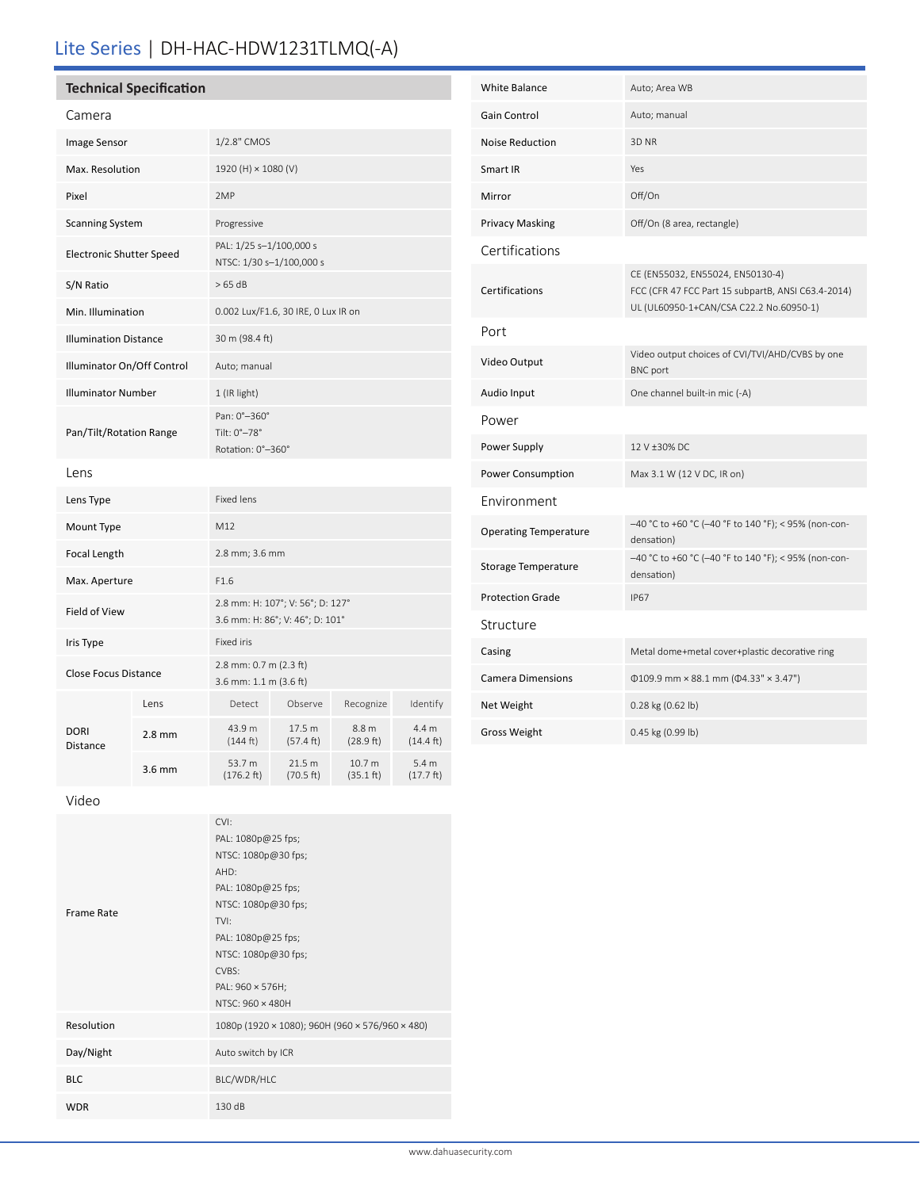# Lite Series | DH-HAC-HDW1231TLMQ(-A)

## Technical Specification

### Camera

| | |
|---|---|
| Image Sensor | 1/2.8" CMOS |
| Max. Resolution | 1920 (H) × 1080 (V) |
| Pixel | 2MP |
| Scanning System | Progressive |
| Electronic Shutter Speed | PAL: 1/25 s–1/100,000 s<br>NTSC: 1/30 s–1/100,000 s |
| S/N Ratio | > 65 dB |
| Min. Illumination | 0.002 Lux/F1.6, 30 IRE, 0 Lux IR on |
| Illumination Distance | 30 m (98.4 ft) |
| Illuminator On/Off Control | Auto; manual |
| Illuminator Number | 1 (IR light) |
| Pan/Tilt/Rotation Range | Pan: 0°–360°<br>Tilt: 0°–78°<br>Rotation: 0°–360° |

### Lens

| | |
|---|---|
| Lens Type | Fixed lens |
| Mount Type | M12 |
| Focal Length | 2.8 mm; 3.6 mm |
| Max. Aperture | F1.6 |
| Field of View | 2.8 mm: H: 107°; V: 56°; D: 127°<br>3.6 mm: H: 86°; V: 46°; D: 101° |
| Iris Type | Fixed iris |
| Close Focus Distance | 2.8 mm: 0.7 m (2.3 ft)<br>3.6 mm: 1.1 m (3.6 ft) |

| DORI Distance | Lens | Detect | Observe | Recognize | Identify |
|---|---|---|---|---|---|
| | 2.8 mm | 43.9 m (144 ft) | 17.5 m (57.4 ft) | 8.8 m (28.9 ft) | 4.4 m (14.4 ft) |
| | 3.6 mm | 53.7 m (176.2 ft) | 21.5 m (70.5 ft) | 10.7 m (35.1 ft) | 5.4 m (17.7 ft) |

### Video

| | |
|---|---|
| Frame Rate | CVI:<br>PAL: 1080p@25 fps;<br>NTSC: 1080p@30 fps;<br>AHD:<br>PAL: 1080p@25 fps;<br>NTSC: 1080p@30 fps;<br>TVI:<br>PAL: 1080p@25 fps;<br>NTSC: 1080p@30 fps;<br>CVBS:<br>PAL: 960 × 576H;<br>NTSC: 960 × 480H |
| Resolution | 1080p (1920 × 1080); 960H (960 × 576/960 × 480) |
| Day/Night | Auto switch by ICR |
| BLC | BLC/WDR/HLC |
| WDR | 130 dB |
| White Balance | Auto; Area WB |
| Gain Control | Auto; manual |
| Noise Reduction | 3D NR |
| Smart IR | Yes |
| Mirror | Off/On |
| Privacy Masking | Off/On (8 area, rectangle) |

### Certifications

| | |
|---|---|
| Certifications | CE (EN55032, EN55024, EN50130-4)<br>FCC (CFR 47 FCC Part 15 subpartB, ANSI C63.4-2014)<br>UL (UL60950-1+CAN/CSA C22.2 No.60950-1) |

### Port

| | |
|---|---|
| Video Output | Video output choices of CVI/TVI/AHD/CVBS by one BNC port |
| Audio Input | One channel built-in mic (-A) |

### Power

| | |
|---|---|
| Power Supply | 12 V ±30% DC |
| Power Consumption | Max 3.1 W (12 V DC, IR on) |

### Environment

| | |
|---|---|
| Operating Temperature | –40 °C to +60 °C (–40 °F to 140 °F); < 95% (non-condensation) |
| Storage Temperature | –40 °C to +60 °C (–40 °F to 140 °F); < 95% (non-condensation) |
| Protection Grade | IP67 |

### Structure

| | |
|---|---|
| Casing | Metal dome+metal cover+plastic decorative ring |
| Camera Dimensions | Φ109.9 mm × 88.1 mm (Φ4.33" × 3.47") |
| Net Weight | 0.28 kg (0.62 lb) |
| Gross Weight | 0.45 kg (0.99 lb) |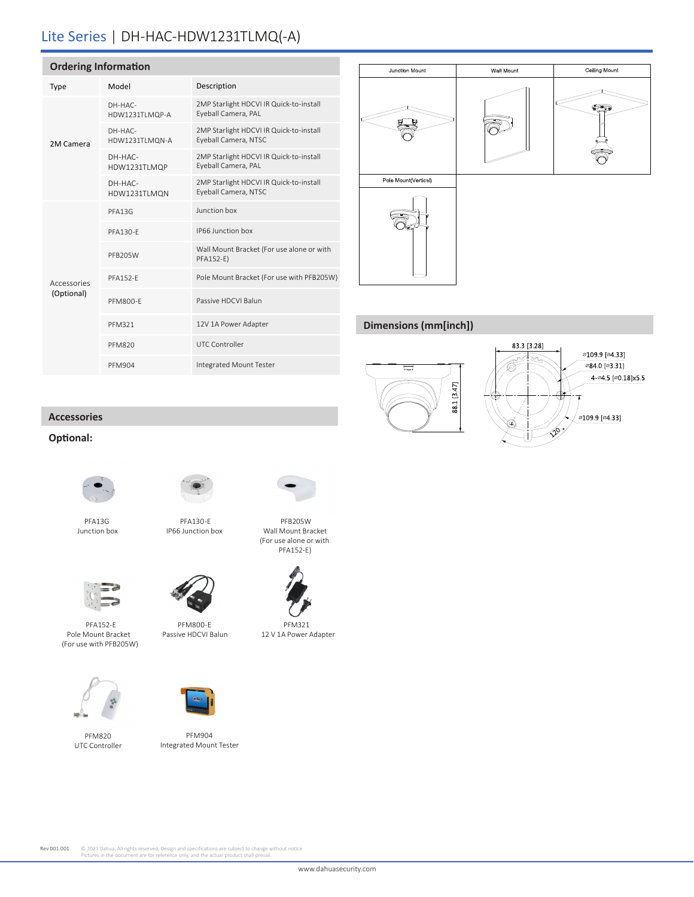# Lite Series | DH-HAC-HDW1231TLMQ(-A)

## Ordering Information

| Type | Model | Description |
|---|---|---|
| 2M Camera | DH-HAC-HDW1231TLMQP-A | 2MP Starlight HDCVI IR Quick-to-install Eyeball Camera, PAL |
| | DH-HAC-HDW1231TLMQN-A | 2MP Starlight HDCVI IR Quick-to-install Eyeball Camera, NTSC |
| | DH-HAC-HDW1231TLMQP | 2MP Starlight HDCVI IR Quick-to-install Eyeball Camera, PAL |
| | DH-HAC-HDW1231TLMQN | 2MP Starlight HDCVI IR Quick-to-install Eyeball Camera, NTSC |
| Accessories (Optional) | PFA13G | Junction box |
| | PFA130-E | IP66 Junction box |
| | PFB205W | Wall Mount Bracket (For use alone or with PFA152-E) |
| | PFA152-E | Pole Mount Bracket (For use with PFB205W) |
| | PFM800-E | Passive HDCVI Balun |
| | PFM321 | 12V 1A Power Adapter |
| | PFM820 | UTC Controller |
| | PFM904 | Integrated Mount Tester |

Junction Mount

Wall Mount

Ceiling Mount

Pole Mount(Vertical)

## Dimensions (mm[inch])

83.3 [3.28]

⌀109.9 [⌀4.33]

⌀84.0 [⌀3.31]

4-⌀4.5 [⌀0.18]x5.5

88.1 [3.47]

⌀109.9 [⌀4.33]

120°

## Accessories

**Optional:**

PFA13G
Junction box

PFA130-E
IP66 Junction box

PFB205W
Wall Mount Bracket
(For use alone or with PFA152-E)

PFA152-E
Pole Mount Bracket
(For use with PFB205W)

PFM800-E
Passive HDCVI Balun

PFM321
12 V 1A Power Adapter

PFM820
UTC Controller

PFM904
Integrated Mount Tester

Rev 001.001 © 2021 Dahua. All rights reserved. Design and specifications are subject to change without notice. Pictures in the document are for reference only, and the actual product shall prevail.

www.dahuasecurity.com